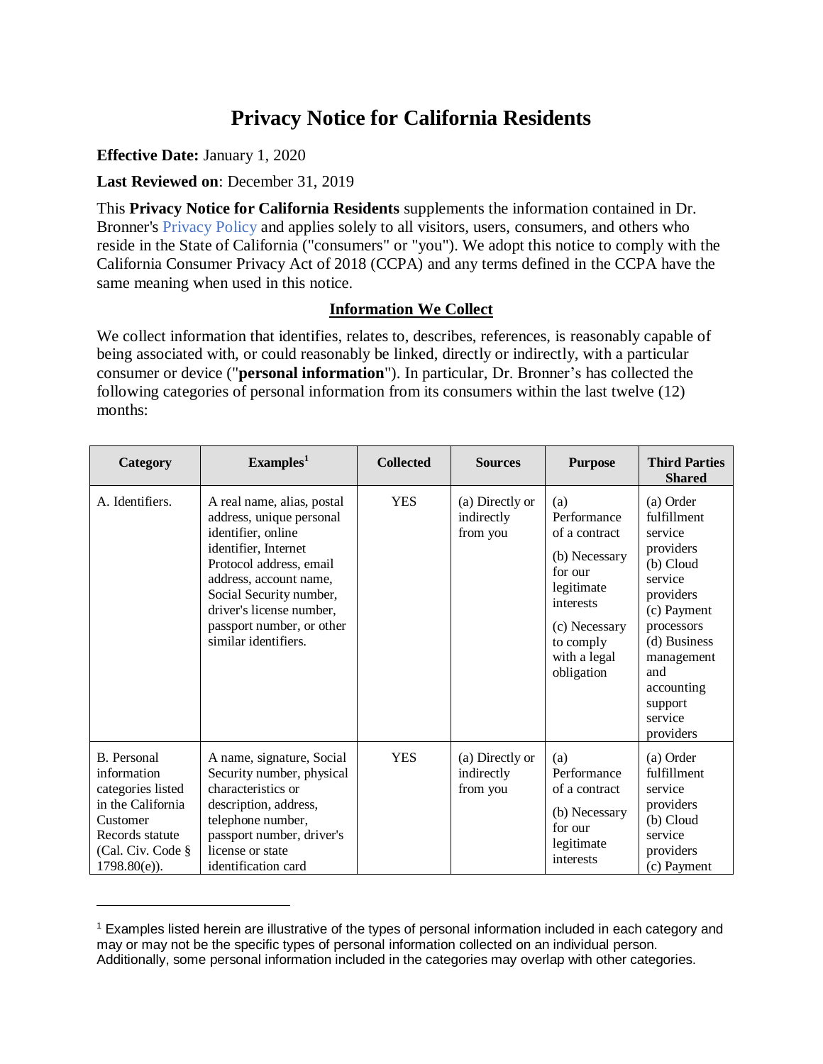# Privacy Notice for California Residents

**Effective Date:** January 1, 2020

**Last Reviewed on**: December 31, 2019

This **Privacy Notice for California Residents** supplements the information contained in Dr. Bronner's Privacy Policy and applies solely to all visitors, users, consumers, and others who reside in the State of California ("consumers" or "you"). We adopt this notice to comply with the California Consumer Privacy Act of 2018 (CCPA) and any terms defined in the CCPA have the same meaning when used in this notice.

## Information We Collect

We collect information that identifies, relates to, describes, references, is reasonably capable of being associated with, or could reasonably be linked, directly or indirectly, with a particular consumer or device ("**personal information**"). In particular, Dr. Bronner's has collected the following categories of personal information from its consumers within the last twelve (12) months:

| Category | Examples[1] | Collected | Sources | Purpose | Third Parties Shared |
|---|---|---|---|---|---|
| A. Identifiers. | A real name, alias, postal address, unique personal identifier, online identifier, Internet Protocol address, email address, account name, Social Security number, driver's license number, passport number, or other similar identifiers. | YES | (a) Directly or indirectly from you | (a) Performance of a contract (b) Necessary for our legitimate interests (c) Necessary to comply with a legal obligation | (a) Order fulfillment service providers (b) Cloud service providers (c) Payment processors (d) Business management and accounting support service providers |
| B. Personal information categories listed in the California Customer Records statute (Cal. Civ. Code § 1798.80(e)). | A name, signature, Social Security number, physical characteristics or description, address, telephone number, passport number, driver's license or state identification card | YES | (a) Directly or indirectly from you | (a) Performance of a contract (b) Necessary for our legitimate interests | (a) Order fulfillment service providers (b) Cloud service providers (c) Payment |

[1] Examples listed herein are illustrative of the types of personal information included in each category and may or may not be the specific types of personal information collected on an individual person. Additionally, some personal information included in the categories may overlap with other categories.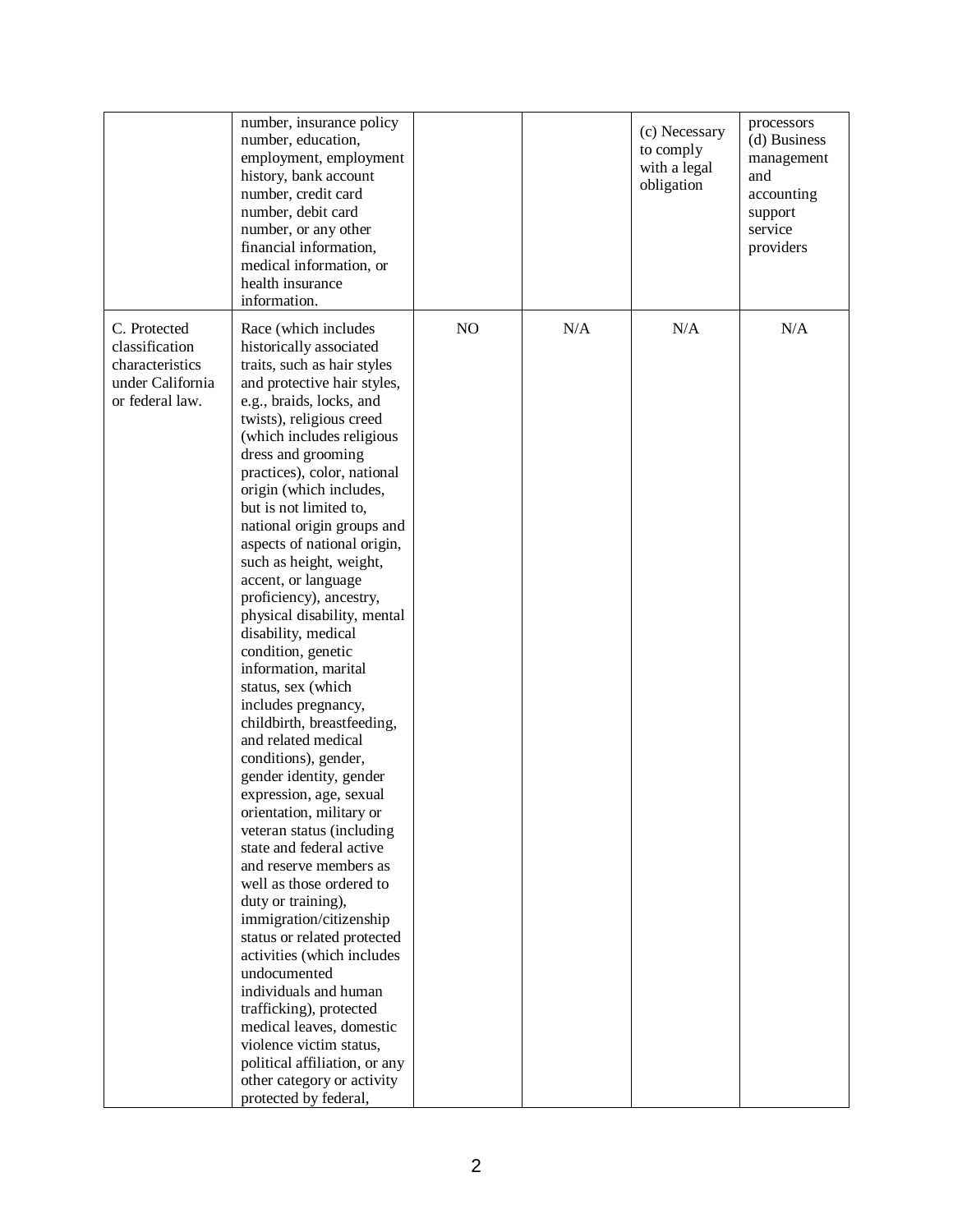| | | | | | |
|---|---|---|---|---|---|
| | number, insurance policy number, education, employment, employment history, bank account number, credit card number, debit card number, or any other financial information, medical information, or health insurance information. | | | (c) Necessary to comply with a legal obligation | processors (d) Business management and accounting support service providers |
| C. Protected classification characteristics under California or federal law. | Race (which includes historically associated traits, such as hair styles and protective hair styles, e.g., braids, locks, and twists), religious creed (which includes religious dress and grooming practices), color, national origin (which includes, but is not limited to, national origin groups and aspects of national origin, such as height, weight, accent, or language proficiency), ancestry, physical disability, mental disability, medical condition, genetic information, marital status, sex (which includes pregnancy, childbirth, breastfeeding, and related medical conditions), gender, gender identity, gender expression, age, sexual orientation, military or veteran status (including state and federal active and reserve members as well as those ordered to duty or training), immigration/citizenship status or related protected activities (which includes undocumented individuals and human trafficking), protected medical leaves, domestic violence victim status, political affiliation, or any other category or activity protected by federal, | NO | N/A | N/A | N/A |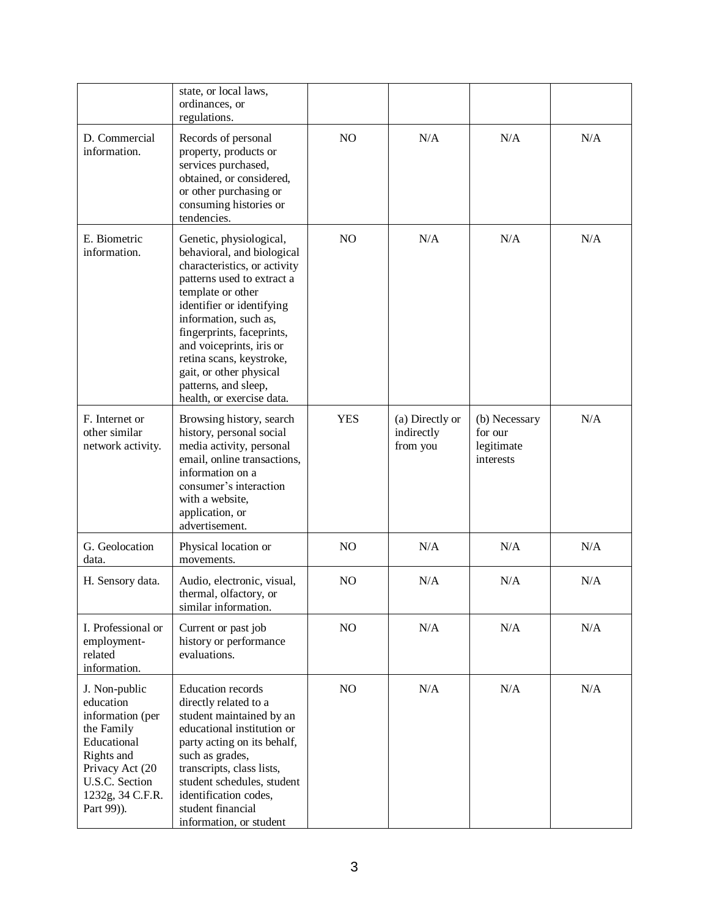| | state, or local laws, ordinances, or regulations. | | | | |
|---|---|---|---|---|---|
| D. Commercial information. | Records of personal property, products or services purchased, obtained, or considered, or other purchasing or consuming histories or tendencies. | NO | N/A | N/A | N/A |
| E. Biometric information. | Genetic, physiological, behavioral, and biological characteristics, or activity patterns used to extract a template or other identifier or identifying information, such as, fingerprints, faceprints, and voiceprints, iris or retina scans, keystroke, gait, or other physical patterns, and sleep, health, or exercise data. | NO | N/A | N/A | N/A |
| F. Internet or other similar network activity. | Browsing history, search history, personal social media activity, personal email, online transactions, information on a consumer's interaction with a website, application, or advertisement. | YES | (a) Directly or indirectly from you | (b) Necessary for our legitimate interests | N/A |
| G. Geolocation data. | Physical location or movements. | NO | N/A | N/A | N/A |
| H. Sensory data. | Audio, electronic, visual, thermal, olfactory, or similar information. | NO | N/A | N/A | N/A |
| I. Professional or employment-related information. | Current or past job history or performance evaluations. | NO | N/A | N/A | N/A |
| J. Non-public education information (per the Family Educational Rights and Privacy Act (20 U.S.C. Section 1232g, 34 C.F.R. Part 99)). | Education records directly related to a student maintained by an educational institution or party acting on its behalf, such as grades, transcripts, class lists, student schedules, student identification codes, student financial information, or student | NO | N/A | N/A | N/A |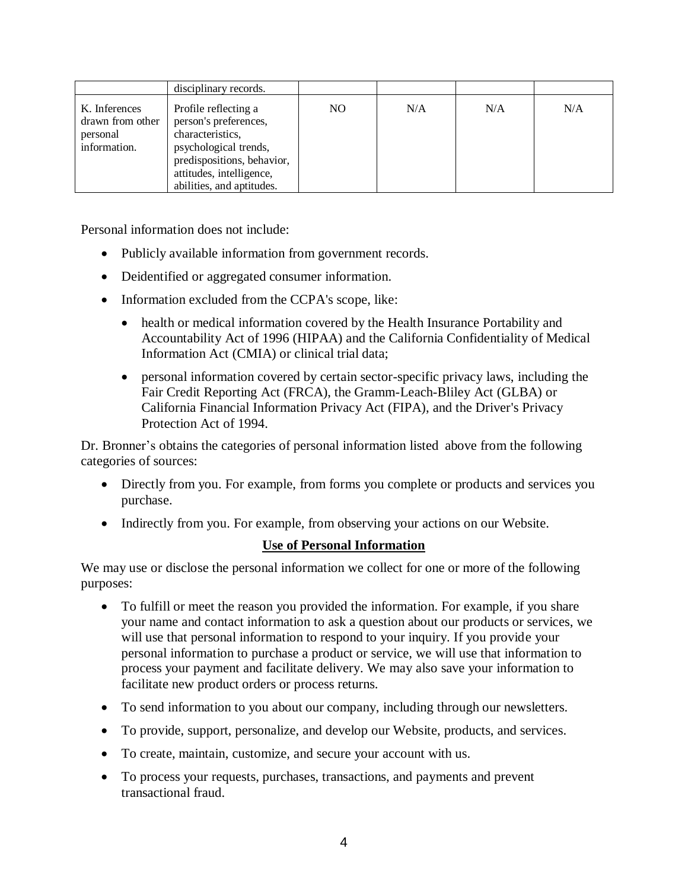| | | | | | |
|---|---|---|---|---|---|
| | disciplinary records. | | | | |
| K. Inferences drawn from other personal information. | Profile reflecting a person's preferences, characteristics, psychological trends, predispositions, behavior, attitudes, intelligence, abilities, and aptitudes. | NO | N/A | N/A | N/A |

Personal information does not include:

- Publicly available information from government records.
- Deidentified or aggregated consumer information.
- Information excluded from the CCPA's scope, like:
  - health or medical information covered by the Health Insurance Portability and Accountability Act of 1996 (HIPAA) and the California Confidentiality of Medical Information Act (CMIA) or clinical trial data;
  - personal information covered by certain sector-specific privacy laws, including the Fair Credit Reporting Act (FRCA), the Gramm-Leach-Bliley Act (GLBA) or California Financial Information Privacy Act (FIPA), and the Driver's Privacy Protection Act of 1994.

Dr. Bronner's obtains the categories of personal information listed above from the following categories of sources:

- Directly from you. For example, from forms you complete or products and services you purchase.
- Indirectly from you. For example, from observing your actions on our Website.

**Use of Personal Information**

We may use or disclose the personal information we collect for one or more of the following purposes:

- To fulfill or meet the reason you provided the information. For example, if you share your name and contact information to ask a question about our products or services, we will use that personal information to respond to your inquiry. If you provide your personal information to purchase a product or service, we will use that information to process your payment and facilitate delivery. We may also save your information to facilitate new product orders or process returns.
- To send information to you about our company, including through our newsletters.
- To provide, support, personalize, and develop our Website, products, and services.
- To create, maintain, customize, and secure your account with us.
- To process your requests, purchases, transactions, and payments and prevent transactional fraud.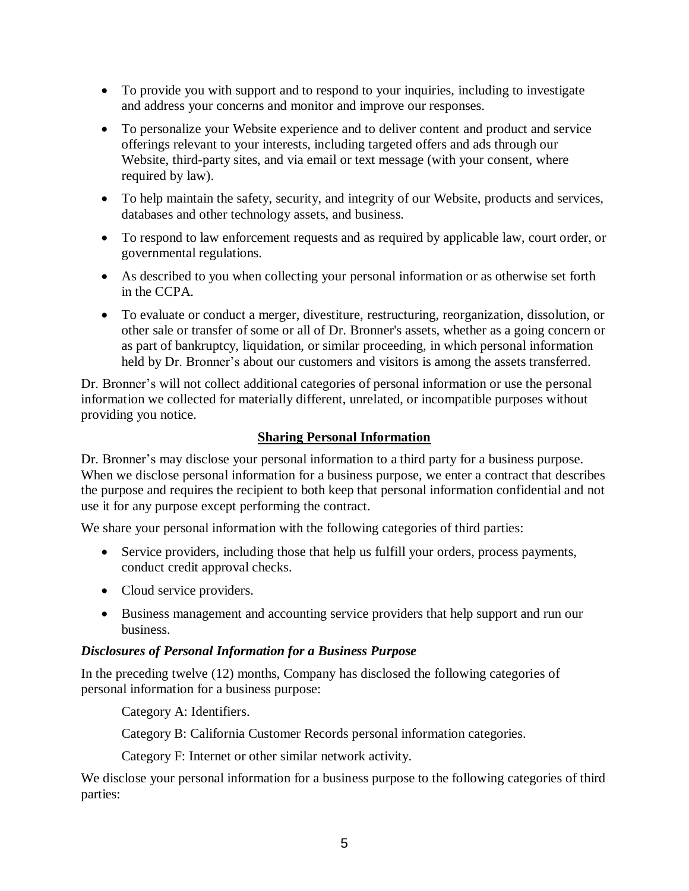- To provide you with support and to respond to your inquiries, including to investigate and address your concerns and monitor and improve our responses.
- To personalize your Website experience and to deliver content and product and service offerings relevant to your interests, including targeted offers and ads through our Website, third-party sites, and via email or text message (with your consent, where required by law).
- To help maintain the safety, security, and integrity of our Website, products and services, databases and other technology assets, and business.
- To respond to law enforcement requests and as required by applicable law, court order, or governmental regulations.
- As described to you when collecting your personal information or as otherwise set forth in the CCPA.
- To evaluate or conduct a merger, divestiture, restructuring, reorganization, dissolution, or other sale or transfer of some or all of Dr. Bronner's assets, whether as a going concern or as part of bankruptcy, liquidation, or similar proceeding, in which personal information held by Dr. Bronner's about our customers and visitors is among the assets transferred.

Dr. Bronner's will not collect additional categories of personal information or use the personal information we collected for materially different, unrelated, or incompatible purposes without providing you notice.

## Sharing Personal Information

Dr. Bronner's may disclose your personal information to a third party for a business purpose. When we disclose personal information for a business purpose, we enter a contract that describes the purpose and requires the recipient to both keep that personal information confidential and not use it for any purpose except performing the contract.

We share your personal information with the following categories of third parties:

- Service providers, including those that help us fulfill your orders, process payments, conduct credit approval checks.
- Cloud service providers.
- Business management and accounting service providers that help support and run our business.

### *Disclosures of Personal Information for a Business Purpose*

In the preceding twelve (12) months, Company has disclosed the following categories of personal information for a business purpose:

Category A: Identifiers.

Category B: California Customer Records personal information categories.

Category F: Internet or other similar network activity.

We disclose your personal information for a business purpose to the following categories of third parties: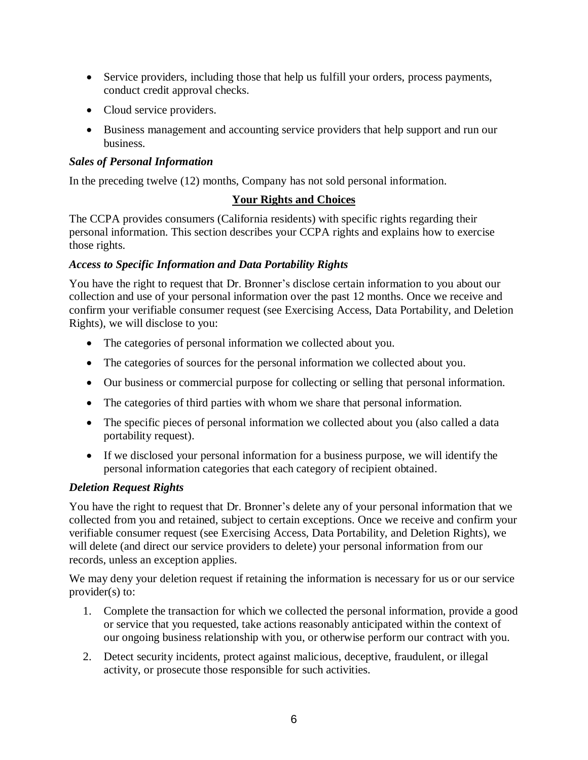- Service providers, including those that help us fulfill your orders, process payments, conduct credit approval checks.
- Cloud service providers.
- Business management and accounting service providers that help support and run our business.

***Sales of Personal Information***

In the preceding twelve (12) months, Company has not sold personal information.

## **Your Rights and Choices**

The CCPA provides consumers (California residents) with specific rights regarding their personal information. This section describes your CCPA rights and explains how to exercise those rights.

***Access to Specific Information and Data Portability Rights***

You have the right to request that Dr. Bronner's disclose certain information to you about our collection and use of your personal information over the past 12 months. Once we receive and confirm your verifiable consumer request (see Exercising Access, Data Portability, and Deletion Rights), we will disclose to you:

- The categories of personal information we collected about you.
- The categories of sources for the personal information we collected about you.
- Our business or commercial purpose for collecting or selling that personal information.
- The categories of third parties with whom we share that personal information.
- The specific pieces of personal information we collected about you (also called a data portability request).
- If we disclosed your personal information for a business purpose, we will identify the personal information categories that each category of recipient obtained.

***Deletion Request Rights***

You have the right to request that Dr. Bronner's delete any of your personal information that we collected from you and retained, subject to certain exceptions. Once we receive and confirm your verifiable consumer request (see Exercising Access, Data Portability, and Deletion Rights), we will delete (and direct our service providers to delete) your personal information from our records, unless an exception applies.

We may deny your deletion request if retaining the information is necessary for us or our service provider(s) to:

1. Complete the transaction for which we collected the personal information, provide a good or service that you requested, take actions reasonably anticipated within the context of our ongoing business relationship with you, or otherwise perform our contract with you.
2. Detect security incidents, protect against malicious, deceptive, fraudulent, or illegal activity, or prosecute those responsible for such activities.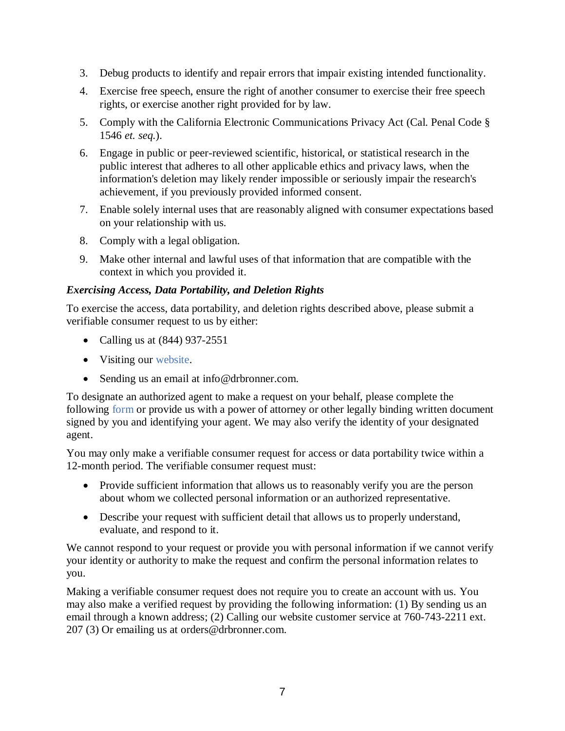3. Debug products to identify and repair errors that impair existing intended functionality.
4. Exercise free speech, ensure the right of another consumer to exercise their free speech rights, or exercise another right provided for by law.
5. Comply with the California Electronic Communications Privacy Act (Cal. Penal Code § 1546 *et. seq.*).
6. Engage in public or peer-reviewed scientific, historical, or statistical research in the public interest that adheres to all other applicable ethics and privacy laws, when the information's deletion may likely render impossible or seriously impair the research's achievement, if you previously provided informed consent.
7. Enable solely internal uses that are reasonably aligned with consumer expectations based on your relationship with us.
8. Comply with a legal obligation.
9. Make other internal and lawful uses of that information that are compatible with the context in which you provided it.

***Exercising Access, Data Portability, and Deletion Rights***

To exercise the access, data portability, and deletion rights described above, please submit a verifiable consumer request to us by either:

- Calling us at (844) 937-2551
- Visiting our website.
- Sending us an email at info@drbronner.com.

To designate an authorized agent to make a request on your behalf, please complete the following form or provide us with a power of attorney or other legally binding written document signed by you and identifying your agent. We may also verify the identity of your designated agent.

You may only make a verifiable consumer request for access or data portability twice within a 12-month period. The verifiable consumer request must:

- Provide sufficient information that allows us to reasonably verify you are the person about whom we collected personal information or an authorized representative.
- Describe your request with sufficient detail that allows us to properly understand, evaluate, and respond to it.

We cannot respond to your request or provide you with personal information if we cannot verify your identity or authority to make the request and confirm the personal information relates to you.

Making a verifiable consumer request does not require you to create an account with us. You may also make a verified request by providing the following information: (1) By sending us an email through a known address; (2) Calling our website customer service at 760-743-2211 ext. 207 (3) Or emailing us at orders@drbronner.com.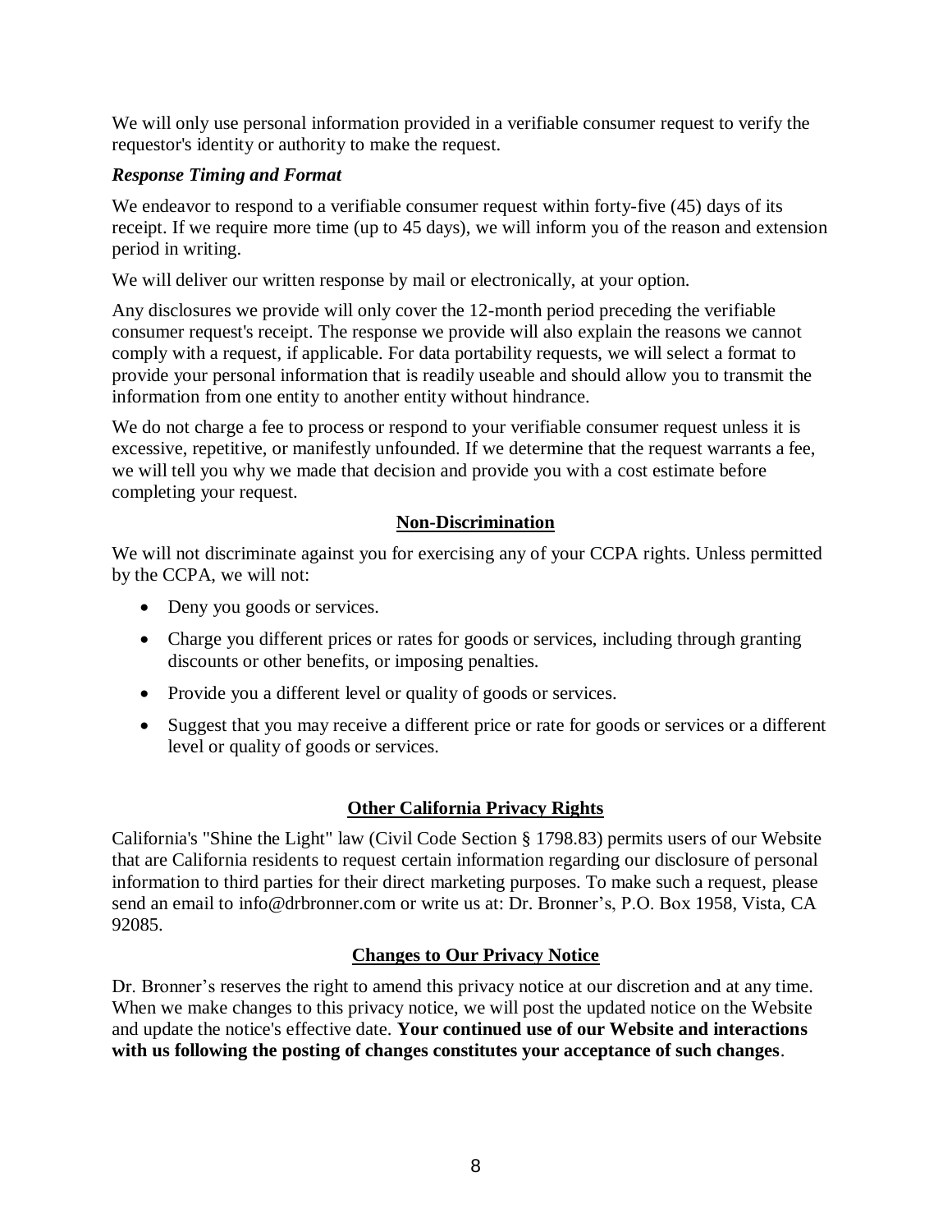We will only use personal information provided in a verifiable consumer request to verify the requestor's identity or authority to make the request.

***Response Timing and Format***

We endeavor to respond to a verifiable consumer request within forty-five (45) days of its receipt. If we require more time (up to 45 days), we will inform you of the reason and extension period in writing.

We will deliver our written response by mail or electronically, at your option.

Any disclosures we provide will only cover the 12-month period preceding the verifiable consumer request's receipt. The response we provide will also explain the reasons we cannot comply with a request, if applicable. For data portability requests, we will select a format to provide your personal information that is readily useable and should allow you to transmit the information from one entity to another entity without hindrance.

We do not charge a fee to process or respond to your verifiable consumer request unless it is excessive, repetitive, or manifestly unfounded. If we determine that the request warrants a fee, we will tell you why we made that decision and provide you with a cost estimate before completing your request.

## Non-Discrimination

We will not discriminate against you for exercising any of your CCPA rights. Unless permitted by the CCPA, we will not:

- Deny you goods or services.
- Charge you different prices or rates for goods or services, including through granting discounts or other benefits, or imposing penalties.
- Provide you a different level or quality of goods or services.
- Suggest that you may receive a different price or rate for goods or services or a different level or quality of goods or services.

## Other California Privacy Rights

California's "Shine the Light" law (Civil Code Section § 1798.83) permits users of our Website that are California residents to request certain information regarding our disclosure of personal information to third parties for their direct marketing purposes. To make such a request, please send an email to info@drbronner.com or write us at: Dr. Bronner's, P.O. Box 1958, Vista, CA 92085.

## Changes to Our Privacy Notice

Dr. Bronner's reserves the right to amend this privacy notice at our discretion and at any time. When we make changes to this privacy notice, we will post the updated notice on the Website and update the notice's effective date. **Your continued use of our Website and interactions with us following the posting of changes constitutes your acceptance of such changes**.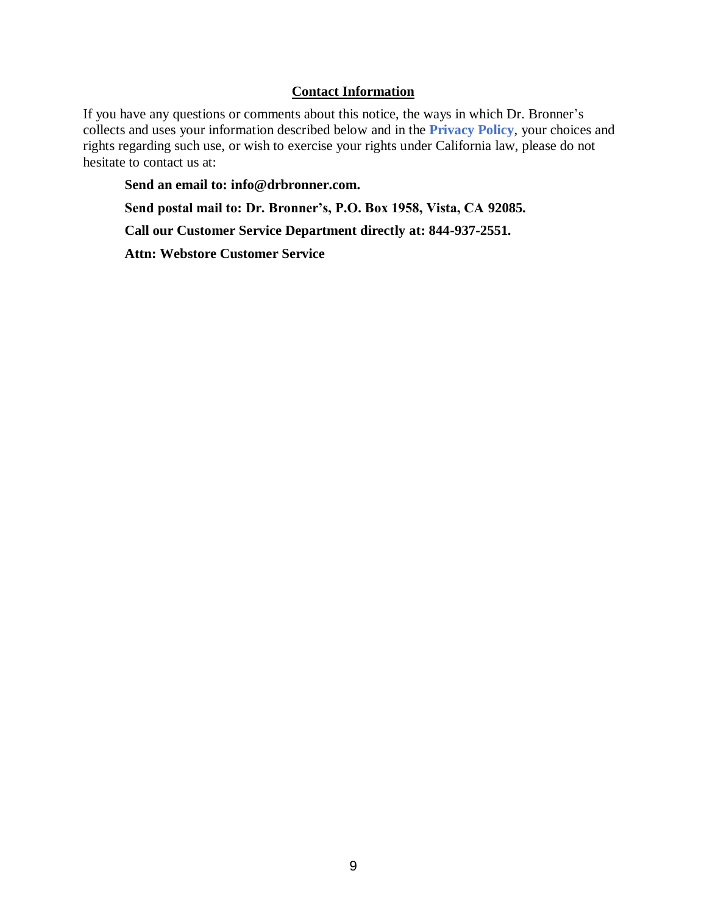## Contact Information

If you have any questions or comments about this notice, the ways in which Dr. Bronner's collects and uses your information described below and in the **Privacy Policy**, your choices and rights regarding such use, or wish to exercise your rights under California law, please do not hesitate to contact us at:

**Send an email to: info@drbronner.com.**

**Send postal mail to: Dr. Bronner's, P.O. Box 1958, Vista, CA 92085.**

**Call our Customer Service Department directly at: 844-937-2551.**

**Attn: Webstore Customer Service**